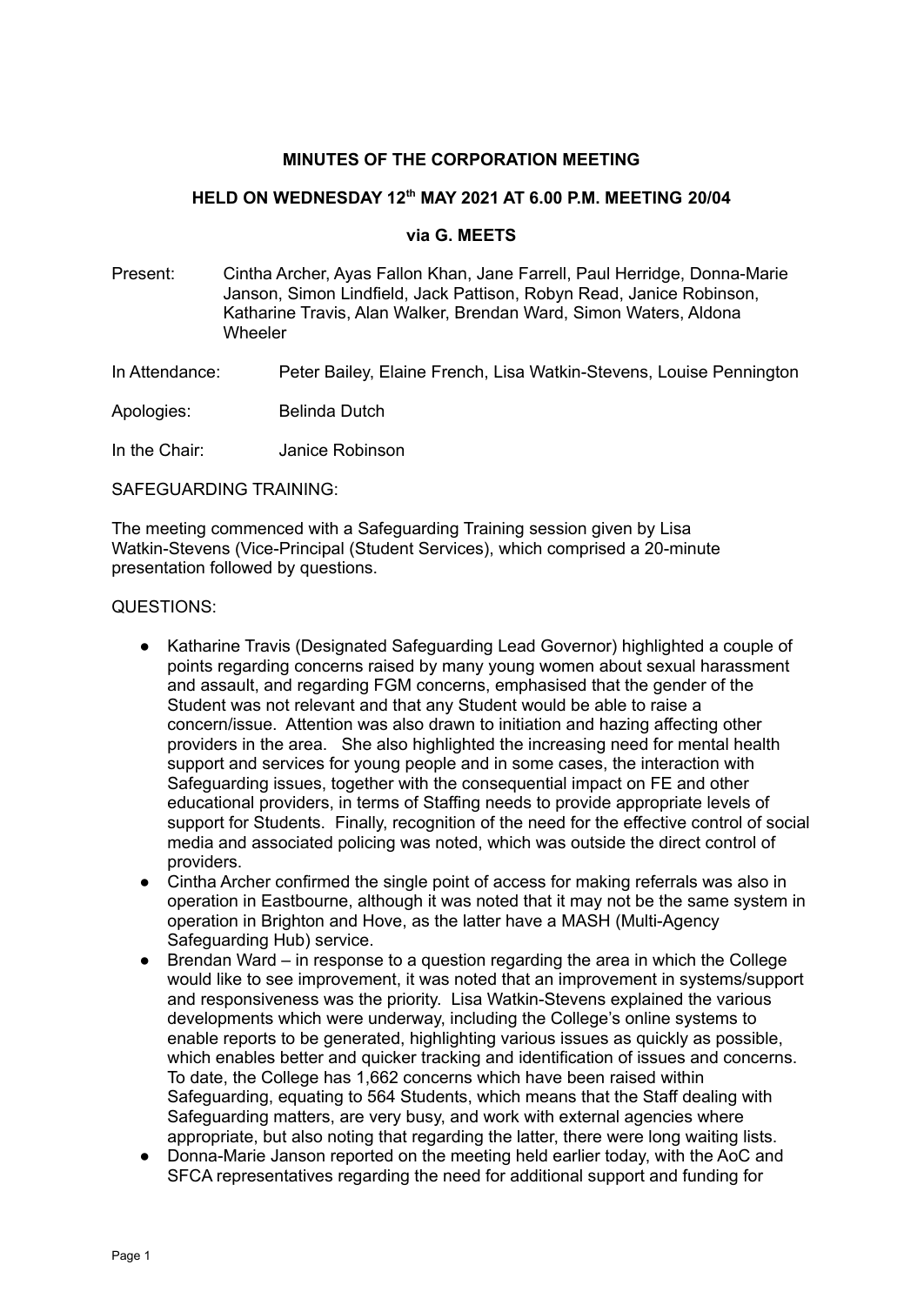**MINUTES OF THE CORPORATION MEETING**

**HELD ON WEDNESDAY 12th MAY 2021 AT 6.00 P.M. MEETING 20/04**

**via G. MEETS**

Present: Cintha Archer, Ayas Fallon Khan, Jane Farrell, Paul Herridge, Donna-Marie Janson, Simon Lindfield, Jack Pattison, Robyn Read, Janice Robinson, Katharine Travis, Alan Walker, Brendan Ward, Simon Waters, Aldona Wheeler

In Attendance: Peter Bailey, Elaine French, Lisa Watkin-Stevens, Louise Pennington

Apologies: Belinda Dutch

In the Chair: Janice Robinson

SAFEGUARDING TRAINING:

The meeting commenced with a Safeguarding Training session given by Lisa Watkin-Stevens (Vice-Principal (Student Services), which comprised a 20-minute presentation followed by questions.

QUESTIONS:

- Katharine Travis (Designated Safeguarding Lead Governor) highlighted a couple of points regarding concerns raised by many young women about sexual harassment and assault, and regarding FGM concerns, emphasised that the gender of the Student was not relevant and that any Student would be able to raise a concern/issue. Attention was also drawn to initiation and hazing affecting other providers in the area. She also highlighted the increasing need for mental health support and services for young people and in some cases, the interaction with Safeguarding issues, together with the consequential impact on FE and other educational providers, in terms of Staffing needs to provide appropriate levels of support for Students. Finally, recognition of the need for the effective control of social media and associated policing was noted, which was outside the direct control of providers.
- Cintha Archer confirmed the single point of access for making referrals was also in operation in Eastbourne, although it was noted that it may not be the same system in operation in Brighton and Hove, as the latter have a MASH (Multi-Agency Safeguarding Hub) service.
- Brendan Ward – in response to a question regarding the area in which the College would like to see improvement, it was noted that an improvement in systems/support and responsiveness was the priority. Lisa Watkin-Stevens explained the various developments which were underway, including the College's online systems to enable reports to be generated, highlighting various issues as quickly as possible, which enables better and quicker tracking and identification of issues and concerns. To date, the College has 1,662 concerns which have been raised within Safeguarding, equating to 564 Students, which means that the Staff dealing with Safeguarding matters, are very busy, and work with external agencies where appropriate, but also noting that regarding the latter, there were long waiting lists.
- Donna-Marie Janson reported on the meeting held earlier today, with the AoC and SFCA representatives regarding the need for additional support and funding for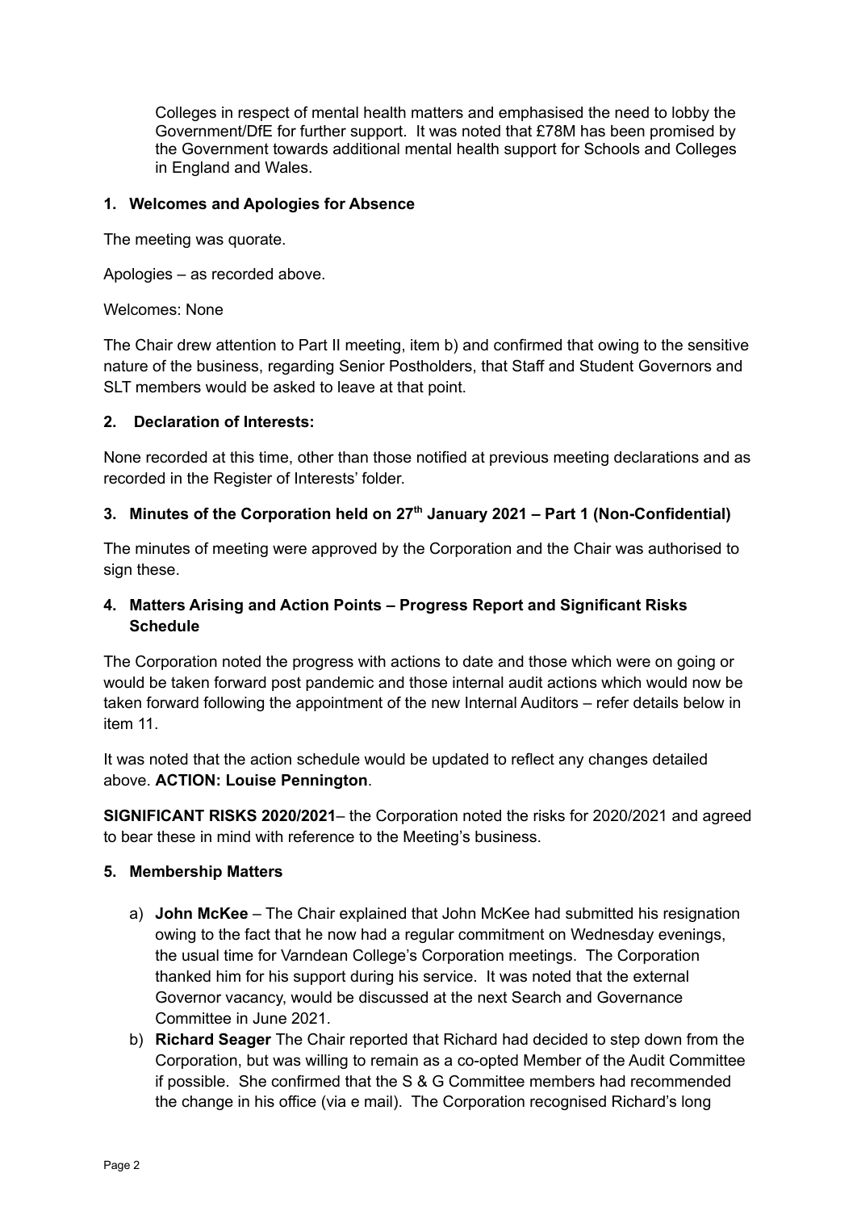Colleges in respect of mental health matters and emphasised the need to lobby the Government/DfE for further support. It was noted that £78M has been promised by the Government towards additional mental health support for Schools and Colleges in England and Wales.

**1. Welcomes and Apologies for Absence**

The meeting was quorate.

Apologies – as recorded above.

Welcomes: None

The Chair drew attention to Part II meeting, item b) and confirmed that owing to the sensitive nature of the business, regarding Senior Postholders, that Staff and Student Governors and SLT members would be asked to leave at that point.

**2. Declaration of Interests:**

None recorded at this time, other than those notified at previous meeting declarations and as recorded in the Register of Interests' folder.

**3. Minutes of the Corporation held on 27th January 2021 – Part 1 (Non-Confidential)**

The minutes of meeting were approved by the Corporation and the Chair was authorised to sign these.

**4. Matters Arising and Action Points – Progress Report and Significant Risks Schedule**

The Corporation noted the progress with actions to date and those which were on going or would be taken forward post pandemic and those internal audit actions which would now be taken forward following the appointment of the new Internal Auditors – refer details below in item 11.

It was noted that the action schedule would be updated to reflect any changes detailed above. **ACTION: Louise Pennington**.

**SIGNIFICANT RISKS 2020/2021**– the Corporation noted the risks for 2020/2021 and agreed to bear these in mind with reference to the Meeting's business.

**5. Membership Matters**

a) **John McKee** – The Chair explained that John McKee had submitted his resignation owing to the fact that he now had a regular commitment on Wednesday evenings, the usual time for Varndean College's Corporation meetings. The Corporation thanked him for his support during his service. It was noted that the external Governor vacancy, would be discussed at the next Search and Governance Committee in June 2021.

b) **Richard Seager** The Chair reported that Richard had decided to step down from the Corporation, but was willing to remain as a co-opted Member of the Audit Committee if possible. She confirmed that the S & G Committee members had recommended the change in his office (via e mail). The Corporation recognised Richard's long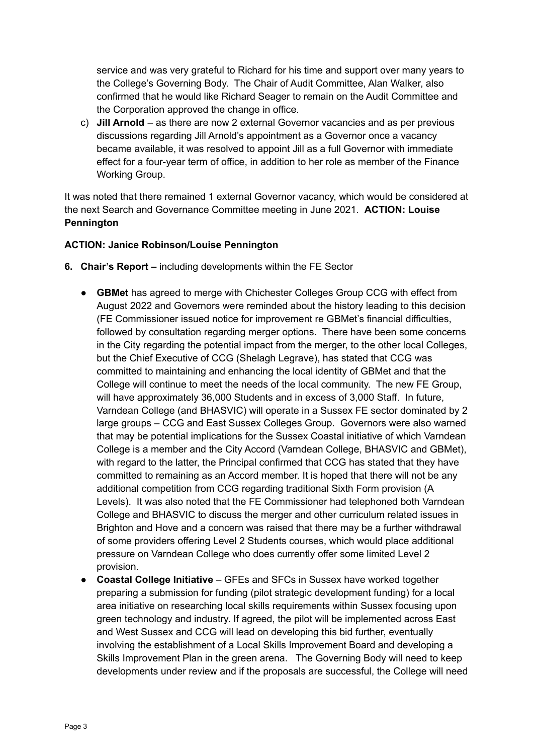service and was very grateful to Richard for his time and support over many years to the College's Governing Body. The Chair of Audit Committee, Alan Walker, also confirmed that he would like Richard Seager to remain on the Audit Committee and the Corporation approved the change in office.

c) **Jill Arnold** – as there are now 2 external Governor vacancies and as per previous discussions regarding Jill Arnold's appointment as a Governor once a vacancy became available, it was resolved to appoint Jill as a full Governor with immediate effect for a four-year term of office, in addition to her role as member of the Finance Working Group.

It was noted that there remained 1 external Governor vacancy, which would be considered at the next Search and Governance Committee meeting in June 2021. **ACTION: Louise Pennington**

**ACTION: Janice Robinson/Louise Pennington**

**6. Chair's Report –** including developments within the FE Sector

- **GBMet** has agreed to merge with Chichester Colleges Group CCG with effect from August 2022 and Governors were reminded about the history leading to this decision (FE Commissioner issued notice for improvement re GBMet's financial difficulties, followed by consultation regarding merger options. There have been some concerns in the City regarding the potential impact from the merger, to the other local Colleges, but the Chief Executive of CCG (Shelagh Legrave), has stated that CCG was committed to maintaining and enhancing the local identity of GBMet and that the College will continue to meet the needs of the local community. The new FE Group, will have approximately 36,000 Students and in excess of 3,000 Staff. In future, Varndean College (and BHASVIC) will operate in a Sussex FE sector dominated by 2 large groups – CCG and East Sussex Colleges Group. Governors were also warned that may be potential implications for the Sussex Coastal initiative of which Varndean College is a member and the City Accord (Varndean College, BHASVIC and GBMet), with regard to the latter, the Principal confirmed that CCG has stated that they have committed to remaining as an Accord member. It is hoped that there will not be any additional competition from CCG regarding traditional Sixth Form provision (A Levels). It was also noted that the FE Commissioner had telephoned both Varndean College and BHASVIC to discuss the merger and other curriculum related issues in Brighton and Hove and a concern was raised that there may be a further withdrawal of some providers offering Level 2 Students courses, which would place additional pressure on Varndean College who does currently offer some limited Level 2 provision.
- **Coastal College Initiative** – GFEs and SFCs in Sussex have worked together preparing a submission for funding (pilot strategic development funding) for a local area initiative on researching local skills requirements within Sussex focusing upon green technology and industry. If agreed, the pilot will be implemented across East and West Sussex and CCG will lead on developing this bid further, eventually involving the establishment of a Local Skills Improvement Board and developing a Skills Improvement Plan in the green arena. The Governing Body will need to keep developments under review and if the proposals are successful, the College will need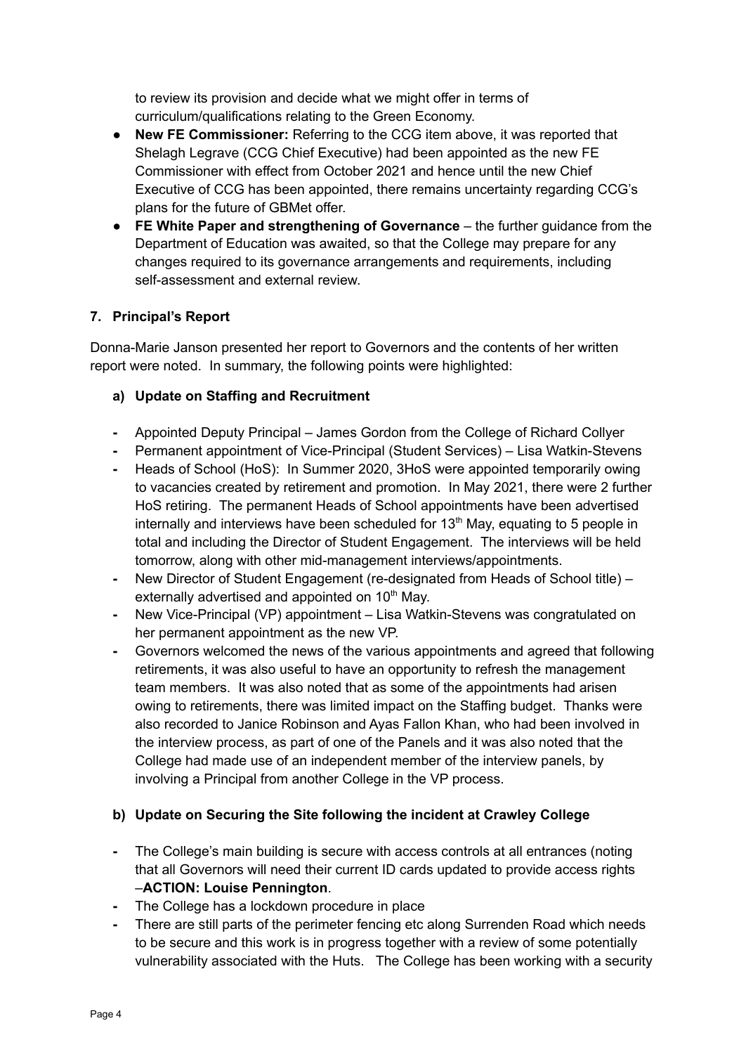to review its provision and decide what we might offer in terms of curriculum/qualifications relating to the Green Economy.

- **New FE Commissioner:** Referring to the CCG item above, it was reported that Shelagh Legrave (CCG Chief Executive) had been appointed as the new FE Commissioner with effect from October 2021 and hence until the new Chief Executive of CCG has been appointed, there remains uncertainty regarding CCG's plans for the future of GBMet offer.
- **FE White Paper and strengthening of Governance** – the further guidance from the Department of Education was awaited, so that the College may prepare for any changes required to its governance arrangements and requirements, including self-assessment and external review.

### 7. Principal's Report

Donna-Marie Janson presented her report to Governors and the contents of her written report were noted. In summary, the following points were highlighted:

#### a) Update on Staffing and Recruitment

- Appointed Deputy Principal – James Gordon from the College of Richard Collyer
- Permanent appointment of Vice-Principal (Student Services) – Lisa Watkin-Stevens
- Heads of School (HoS): In Summer 2020, 3HoS were appointed temporarily owing to vacancies created by retirement and promotion. In May 2021, there were 2 further HoS retiring. The permanent Heads of School appointments have been advertised internally and interviews have been scheduled for 13th May, equating to 5 people in total and including the Director of Student Engagement. The interviews will be held tomorrow, along with other mid-management interviews/appointments.
- New Director of Student Engagement (re-designated from Heads of School title) – externally advertised and appointed on 10th May.
- New Vice-Principal (VP) appointment – Lisa Watkin-Stevens was congratulated on her permanent appointment as the new VP.
- Governors welcomed the news of the various appointments and agreed that following retirements, it was also useful to have an opportunity to refresh the management team members. It was also noted that as some of the appointments had arisen owing to retirements, there was limited impact on the Staffing budget. Thanks were also recorded to Janice Robinson and Ayas Fallon Khan, who had been involved in the interview process, as part of one of the Panels and it was also noted that the College had made use of an independent member of the interview panels, by involving a Principal from another College in the VP process.

#### b) Update on Securing the Site following the incident at Crawley College

- The College's main building is secure with access controls at all entrances (noting that all Governors will need their current ID cards updated to provide access rights –**ACTION: Louise Pennington**.
- The College has a lockdown procedure in place
- There are still parts of the perimeter fencing etc along Surrenden Road which needs to be secure and this work is in progress together with a review of some potentially vulnerability associated with the Huts. The College has been working with a security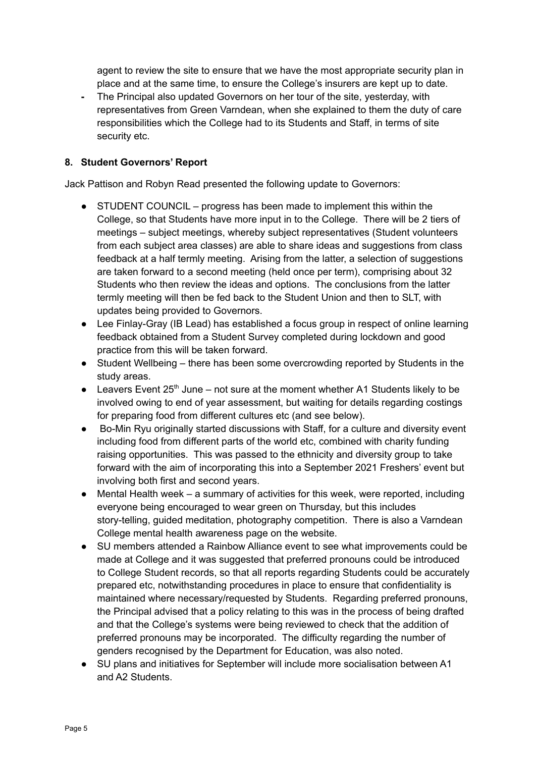agent to review the site to ensure that we have the most appropriate security plan in place and at the same time, to ensure the College's insurers are kept up to date.

- The Principal also updated Governors on her tour of the site, yesterday, with representatives from Green Varndean, when she explained to them the duty of care responsibilities which the College had to its Students and Staff, in terms of site security etc.

## 8. Student Governors' Report

Jack Pattison and Robyn Read presented the following update to Governors:

- STUDENT COUNCIL – progress has been made to implement this within the College, so that Students have more input in to the College. There will be 2 tiers of meetings – subject meetings, whereby subject representatives (Student volunteers from each subject area classes) are able to share ideas and suggestions from class feedback at a half termly meeting. Arising from the latter, a selection of suggestions are taken forward to a second meeting (held once per term), comprising about 32 Students who then review the ideas and options. The conclusions from the latter termly meeting will then be fed back to the Student Union and then to SLT, with updates being provided to Governors.
- Lee Finlay-Gray (IB Lead) has established a focus group in respect of online learning feedback obtained from a Student Survey completed during lockdown and good practice from this will be taken forward.
- Student Wellbeing – there has been some overcrowding reported by Students in the study areas.
- Leavers Event 25th June – not sure at the moment whether A1 Students likely to be involved owing to end of year assessment, but waiting for details regarding costings for preparing food from different cultures etc (and see below).
- Bo-Min Ryu originally started discussions with Staff, for a culture and diversity event including food from different parts of the world etc, combined with charity funding raising opportunities. This was passed to the ethnicity and diversity group to take forward with the aim of incorporating this into a September 2021 Freshers' event but involving both first and second years.
- Mental Health week – a summary of activities for this week, were reported, including everyone being encouraged to wear green on Thursday, but this includes story-telling, guided meditation, photography competition. There is also a Varndean College mental health awareness page on the website.
- SU members attended a Rainbow Alliance event to see what improvements could be made at College and it was suggested that preferred pronouns could be introduced to College Student records, so that all reports regarding Students could be accurately prepared etc, notwithstanding procedures in place to ensure that confidentiality is maintained where necessary/requested by Students. Regarding preferred pronouns, the Principal advised that a policy relating to this was in the process of being drafted and that the College's systems were being reviewed to check that the addition of preferred pronouns may be incorporated. The difficulty regarding the number of genders recognised by the Department for Education, was also noted.
- SU plans and initiatives for September will include more socialisation between A1 and A2 Students.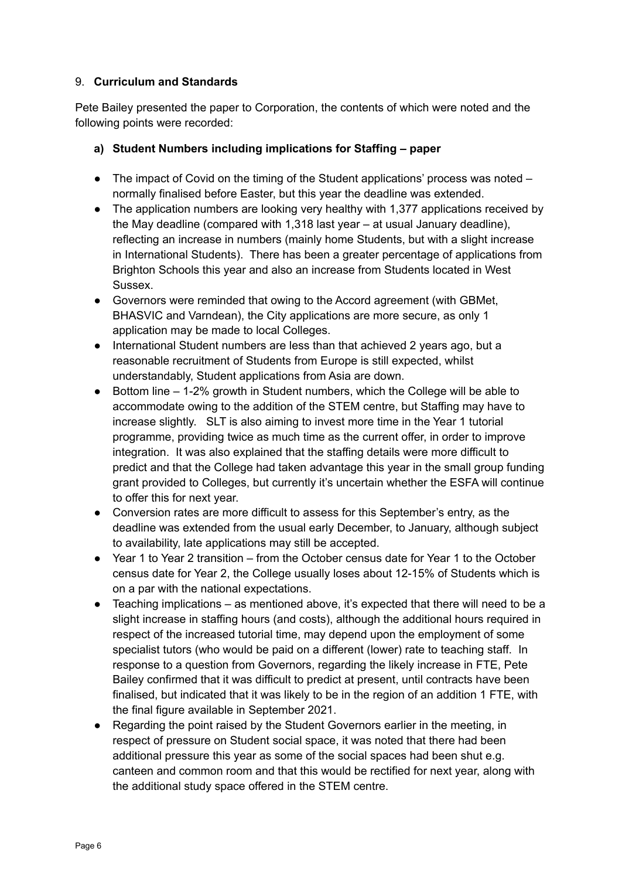9. **Curriculum and Standards**

Pete Bailey presented the paper to Corporation, the contents of which were noted and the following points were recorded:

**a) Student Numbers including implications for Staffing – paper**

- The impact of Covid on the timing of the Student applications' process was noted – normally finalised before Easter, but this year the deadline was extended.
- The application numbers are looking very healthy with 1,377 applications received by the May deadline (compared with 1,318 last year – at usual January deadline), reflecting an increase in numbers (mainly home Students, but with a slight increase in International Students). There has been a greater percentage of applications from Brighton Schools this year and also an increase from Students located in West Sussex.
- Governors were reminded that owing to the Accord agreement (with GBMet, BHASVIC and Varndean), the City applications are more secure, as only 1 application may be made to local Colleges.
- International Student numbers are less than that achieved 2 years ago, but a reasonable recruitment of Students from Europe is still expected, whilst understandably, Student applications from Asia are down.
- Bottom line – 1-2% growth in Student numbers, which the College will be able to accommodate owing to the addition of the STEM centre, but Staffing may have to increase slightly. SLT is also aiming to invest more time in the Year 1 tutorial programme, providing twice as much time as the current offer, in order to improve integration. It was also explained that the staffing details were more difficult to predict and that the College had taken advantage this year in the small group funding grant provided to Colleges, but currently it's uncertain whether the ESFA will continue to offer this for next year.
- Conversion rates are more difficult to assess for this September's entry, as the deadline was extended from the usual early December, to January, although subject to availability, late applications may still be accepted.
- Year 1 to Year 2 transition – from the October census date for Year 1 to the October census date for Year 2, the College usually loses about 12-15% of Students which is on a par with the national expectations.
- Teaching implications – as mentioned above, it's expected that there will need to be a slight increase in staffing hours (and costs), although the additional hours required in respect of the increased tutorial time, may depend upon the employment of some specialist tutors (who would be paid on a different (lower) rate to teaching staff. In response to a question from Governors, regarding the likely increase in FTE, Pete Bailey confirmed that it was difficult to predict at present, until contracts have been finalised, but indicated that it was likely to be in the region of an addition 1 FTE, with the final figure available in September 2021.
- Regarding the point raised by the Student Governors earlier in the meeting, in respect of pressure on Student social space, it was noted that there had been additional pressure this year as some of the social spaces had been shut e.g. canteen and common room and that this would be rectified for next year, along with the additional study space offered in the STEM centre.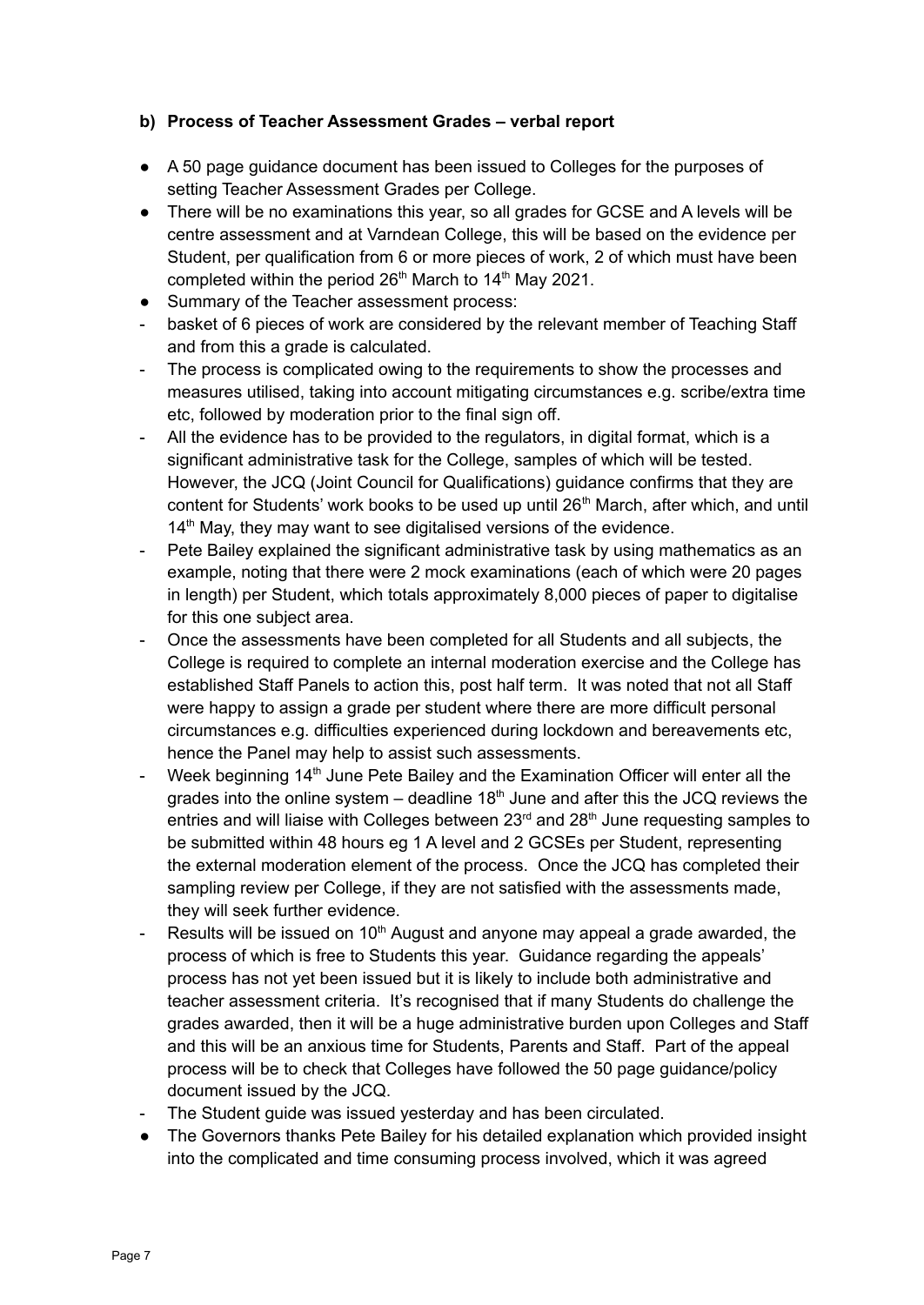**b) Process of Teacher Assessment Grades – verbal report**

- A 50 page guidance document has been issued to Colleges for the purposes of setting Teacher Assessment Grades per College.
- There will be no examinations this year, so all grades for GCSE and A levels will be centre assessment and at Varndean College, this will be based on the evidence per Student, per qualification from 6 or more pieces of work, 2 of which must have been completed within the period 26th March to 14th May 2021.
- Summary of the Teacher assessment process:
  - basket of 6 pieces of work are considered by the relevant member of Teaching Staff and from this a grade is calculated.
  - The process is complicated owing to the requirements to show the processes and measures utilised, taking into account mitigating circumstances e.g. scribe/extra time etc, followed by moderation prior to the final sign off.
  - All the evidence has to be provided to the regulators, in digital format, which is a significant administrative task for the College, samples of which will be tested. However, the JCQ (Joint Council for Qualifications) guidance confirms that they are content for Students' work books to be used up until 26th March, after which, and until 14th May, they may want to see digitalised versions of the evidence.
  - Pete Bailey explained the significant administrative task by using mathematics as an example, noting that there were 2 mock examinations (each of which were 20 pages in length) per Student, which totals approximately 8,000 pieces of paper to digitalise for this one subject area.
  - Once the assessments have been completed for all Students and all subjects, the College is required to complete an internal moderation exercise and the College has established Staff Panels to action this, post half term. It was noted that not all Staff were happy to assign a grade per student where there are more difficult personal circumstances e.g. difficulties experienced during lockdown and bereavements etc, hence the Panel may help to assist such assessments.
  - Week beginning 14th June Pete Bailey and the Examination Officer will enter all the grades into the online system – deadline 18th June and after this the JCQ reviews the entries and will liaise with Colleges between 23rd and 28th June requesting samples to be submitted within 48 hours eg 1 A level and 2 GCSEs per Student, representing the external moderation element of the process. Once the JCQ has completed their sampling review per College, if they are not satisfied with the assessments made, they will seek further evidence.
  - Results will be issued on 10th August and anyone may appeal a grade awarded, the process of which is free to Students this year. Guidance regarding the appeals' process has not yet been issued but it is likely to include both administrative and teacher assessment criteria. It's recognised that if many Students do challenge the grades awarded, then it will be a huge administrative burden upon Colleges and Staff and this will be an anxious time for Students, Parents and Staff. Part of the appeal process will be to check that Colleges have followed the 50 page guidance/policy document issued by the JCQ.
  - The Student guide was issued yesterday and has been circulated.
- The Governors thanks Pete Bailey for his detailed explanation which provided insight into the complicated and time consuming process involved, which it was agreed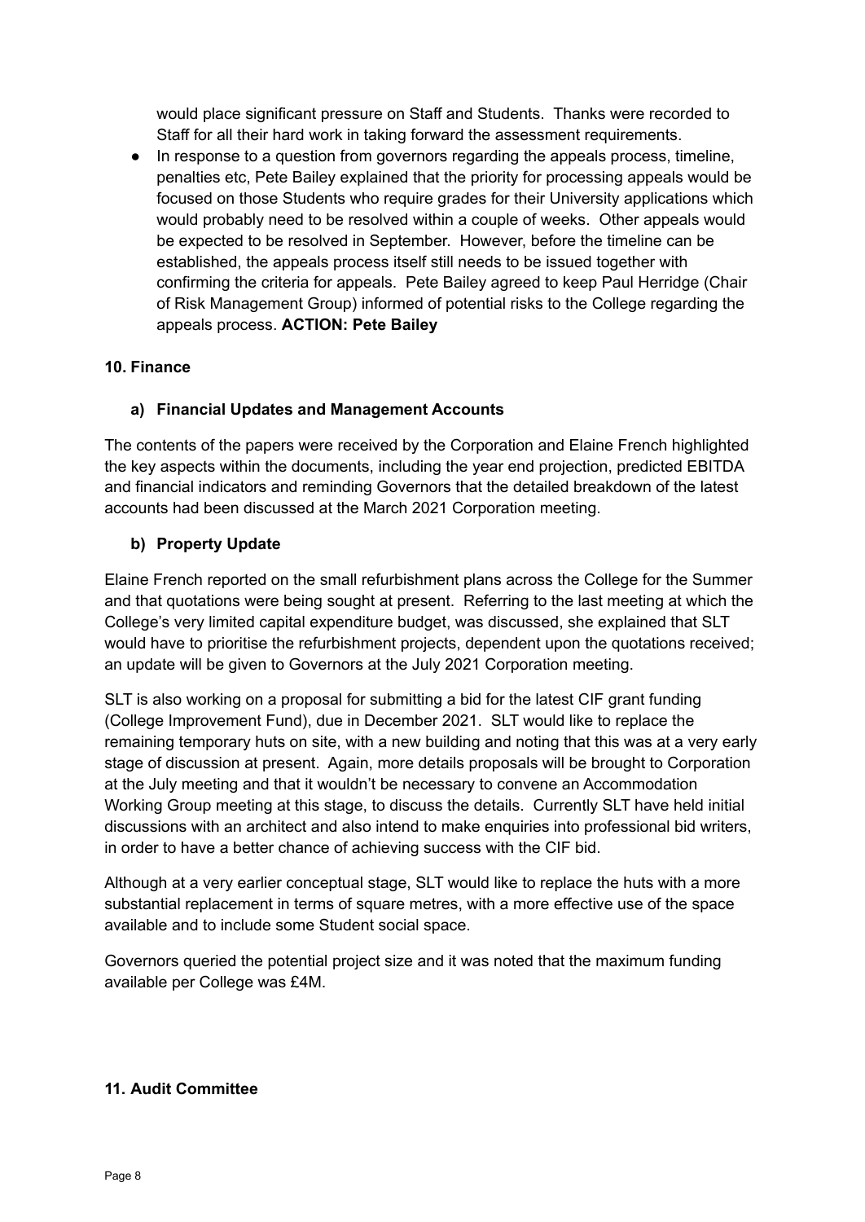would place significant pressure on Staff and Students. Thanks were recorded to Staff for all their hard work in taking forward the assessment requirements.

- In response to a question from governors regarding the appeals process, timeline, penalties etc, Pete Bailey explained that the priority for processing appeals would be focused on those Students who require grades for their University applications which would probably need to be resolved within a couple of weeks. Other appeals would be expected to be resolved in September. However, before the timeline can be established, the appeals process itself still needs to be issued together with confirming the criteria for appeals. Pete Bailey agreed to keep Paul Herridge (Chair of Risk Management Group) informed of potential risks to the College regarding the appeals process. **ACTION: Pete Bailey**

**10. Finance**

**a) Financial Updates and Management Accounts**

The contents of the papers were received by the Corporation and Elaine French highlighted the key aspects within the documents, including the year end projection, predicted EBITDA and financial indicators and reminding Governors that the detailed breakdown of the latest accounts had been discussed at the March 2021 Corporation meeting.

**b) Property Update**

Elaine French reported on the small refurbishment plans across the College for the Summer and that quotations were being sought at present. Referring to the last meeting at which the College's very limited capital expenditure budget, was discussed, she explained that SLT would have to prioritise the refurbishment projects, dependent upon the quotations received; an update will be given to Governors at the July 2021 Corporation meeting.

SLT is also working on a proposal for submitting a bid for the latest CIF grant funding (College Improvement Fund), due in December 2021. SLT would like to replace the remaining temporary huts on site, with a new building and noting that this was at a very early stage of discussion at present. Again, more details proposals will be brought to Corporation at the July meeting and that it wouldn't be necessary to convene an Accommodation Working Group meeting at this stage, to discuss the details. Currently SLT have held initial discussions with an architect and also intend to make enquiries into professional bid writers, in order to have a better chance of achieving success with the CIF bid.

Although at a very earlier conceptual stage, SLT would like to replace the huts with a more substantial replacement in terms of square metres, with a more effective use of the space available and to include some Student social space.

Governors queried the potential project size and it was noted that the maximum funding available per College was £4M.

**11. Audit Committee**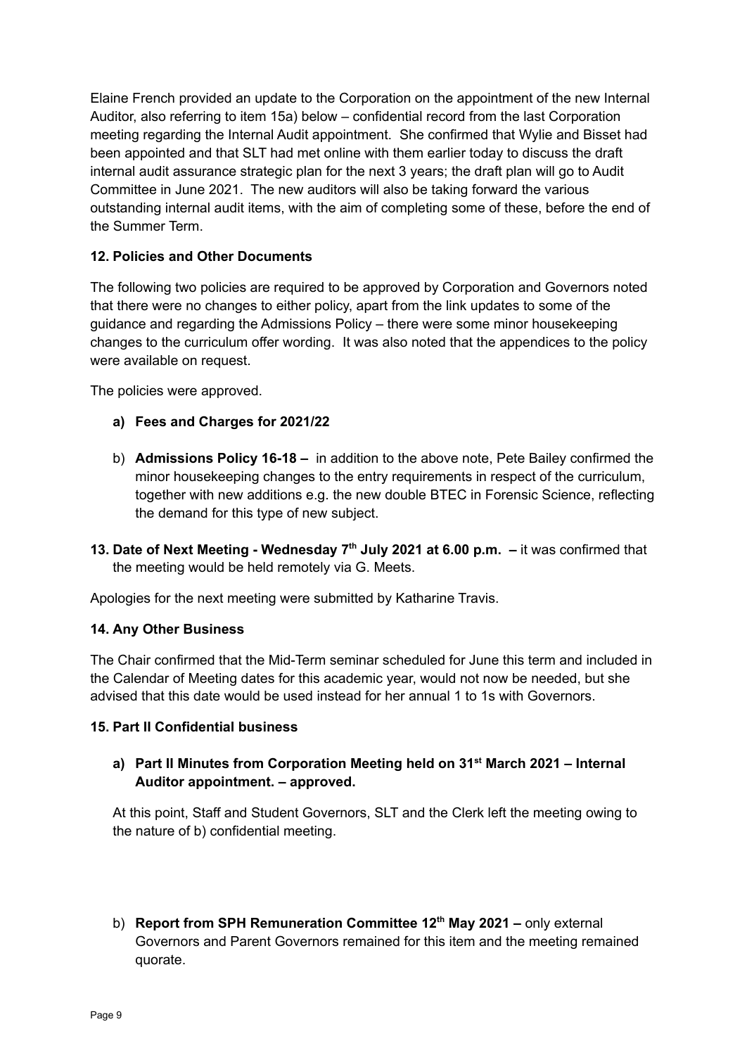Elaine French provided an update to the Corporation on the appointment of the new Internal Auditor, also referring to item 15a) below – confidential record from the last Corporation meeting regarding the Internal Audit appointment. She confirmed that Wylie and Bisset had been appointed and that SLT had met online with them earlier today to discuss the draft internal audit assurance strategic plan for the next 3 years; the draft plan will go to Audit Committee in June 2021. The new auditors will also be taking forward the various outstanding internal audit items, with the aim of completing some of these, before the end of the Summer Term.

**12. Policies and Other Documents**

The following two policies are required to be approved by Corporation and Governors noted that there were no changes to either policy, apart from the link updates to some of the guidance and regarding the Admissions Policy – there were some minor housekeeping changes to the curriculum offer wording. It was also noted that the appendices to the policy were available on request.

The policies were approved.

a) **Fees and Charges for 2021/22**

b) **Admissions Policy 16-18 –** in addition to the above note, Pete Bailey confirmed the minor housekeeping changes to the entry requirements in respect of the curriculum, together with new additions e.g. the new double BTEC in Forensic Science, reflecting the demand for this type of new subject.

**13. Date of Next Meeting - Wednesday 7th July 2021 at 6.00 p.m. –** it was confirmed that the meeting would be held remotely via G. Meets.

Apologies for the next meeting were submitted by Katharine Travis.

**14. Any Other Business**

The Chair confirmed that the Mid-Term seminar scheduled for June this term and included in the Calendar of Meeting dates for this academic year, would not now be needed, but she advised that this date would be used instead for her annual 1 to 1s with Governors.

**15. Part II Confidential business**

a) **Part II Minutes from Corporation Meeting held on 31st March 2021 – Internal Auditor appointment. – approved.**

At this point, Staff and Student Governors, SLT and the Clerk left the meeting owing to the nature of b) confidential meeting.

b) **Report from SPH Remuneration Committee 12th May 2021 –** only external Governors and Parent Governors remained for this item and the meeting remained quorate.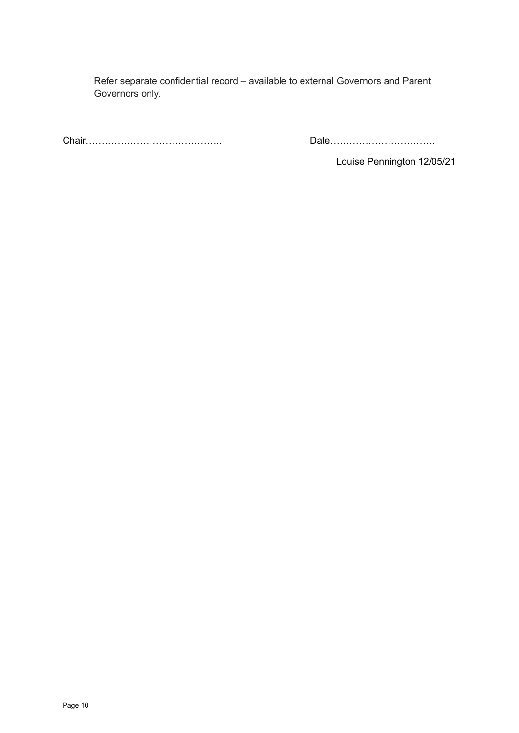Refer separate confidential record – available to external Governors and Parent Governors only.

Chair……………………………………. Date……………………………

Louise Pennington 12/05/21